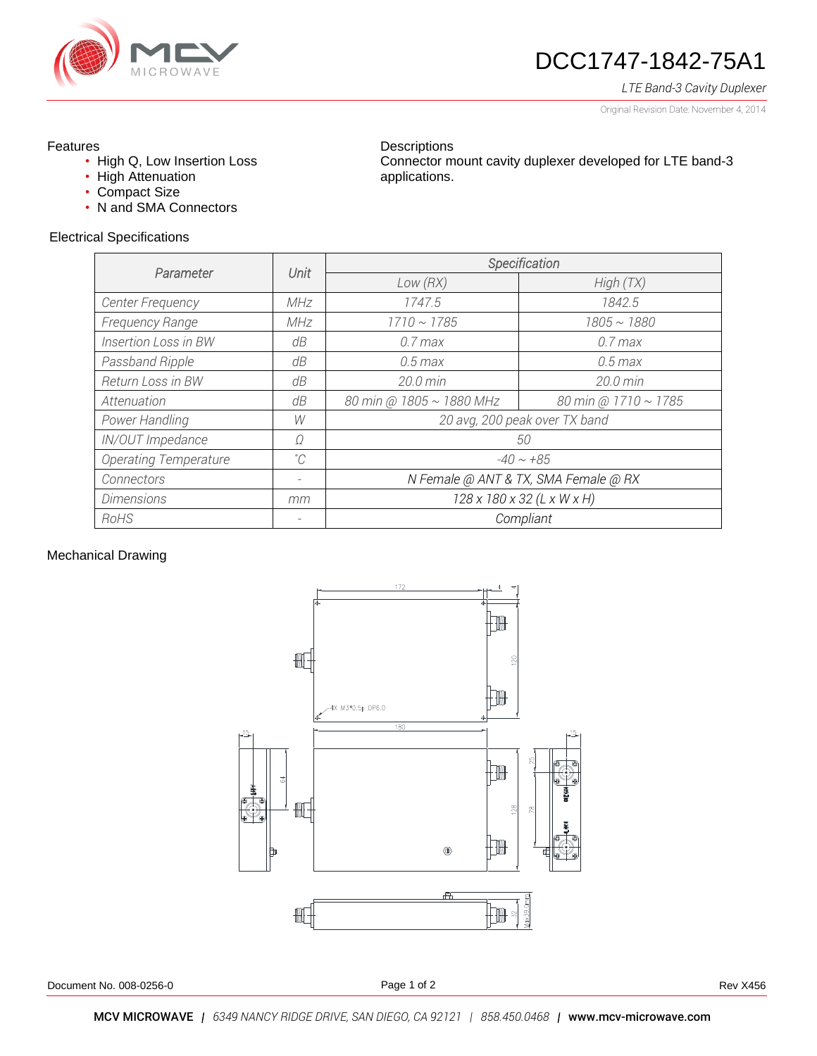# DCC1747-1842-75A1

*LTE Band-3 Cavity Duplexer*

Original Revision Date: November 4, 2014

### Features

- High Q, Low Insertion Loss
- High Attenuation
- Compact Size
- N and SMA Connectors

### Descriptions

Connector mount cavity duplexer developed for LTE band-3 applications.

### Electrical Specifications

| Parameter | Unit | Specification | |
|---|---|---|---|
| | | Low (RX) | High (TX) |
| Center Frequency | MHz | 1747.5 | 1842.5 |
| Frequency Range | MHz | 1710 ~ 1785 | 1805 ~ 1880 |
| Insertion Loss in BW | dB | 0.7 max | 0.7 max |
| Passband Ripple | dB | 0.5 max | 0.5 max |
| Return Loss in BW | dB | 20.0 min | 20.0 min |
| Attenuation | dB | 80 min @ 1805 ~ 1880 MHz | 80 min @ 1710 ~ 1785 |
| Power Handling | W | 20 avg, 200 peak over TX band | |
| IN/OUT Impedance | Ω | 50 | |
| Operating Temperature | ˚C | -40 ~ +85 | |
| Connectors | - | N Female @ ANT & TX, SMA Female @ RX | |
| Dimensions | mm | 128 x 180 x 32 (L x W x H) | |
| RoHS | - | Compliant | |

### Mechanical Drawing

172, 4, 120, 4X M3*0.5 DP6.0, 180, 15, 64, 25, 128, 78, 15, 32, Max.49.4mm

Document No. 008-0256-0

Rev X456

**MCV MICROWAVE** | *6349 NANCY RIDGE DRIVE, SAN DIEGO, CA 92121* | *858.450.0468* | **www.mcv-microwave.com**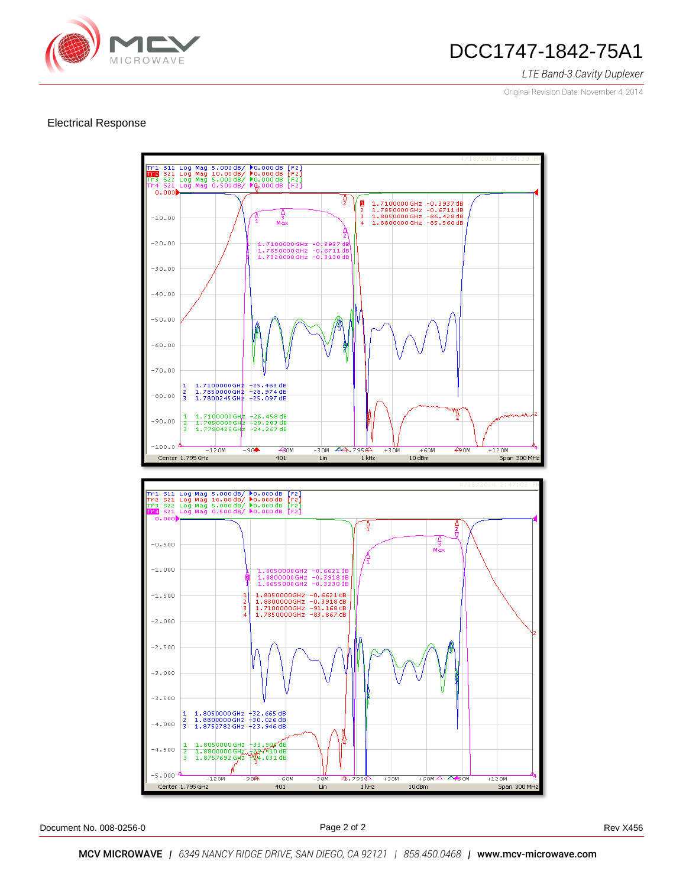Electrical Response

Tr1 S11 Log Mag 5.000 dB/ 0.000 dB [F2]
Tr2 S21 Log Mag 10.00 dB/ 0.000 dB [F2]
Tr3 S22 Log Mag 5.000 dB/ 0.000 dB [F2]
Tr4 S21 Log Mag 0.500 dB/ 0.000 dB [F2]

1 1.7100000 GHz -0.3937 dB
2 1.7850000 GHz -0.6711 dB
3 1.8050000 GHz -86.428 dB
4 1.8800000 GHz -85.560 dB

1.7100000 GHz -0.3937 dB
1.7850000 GHz -0.6711 dB
1.7320000 GHz -0.3130 dB

1 1.7100000 GHz -25.463 dB
2 1.7850000 GHz -28.974 dB
3 1.7800245 GHz -25.097 dB

1 1.7100000 GHz -26.458 dB
2 1.7850000 GHz -29.283 dB
3 1.7790426 GHz -24.267 dB

Center 1.795 GHz 401 Lin 1 kHz 10 dBm Span 300 MHz

Tr1 S11 Log Mag 5.000 dB/ 0.000 dB [F2]
Tr2 S21 Log Mag 10.00 dB/ 0.000 dB [F2]
Tr3 S22 Log Mag 5.000 dB/ 0.000 dB [F2]
Tr4 S21 Log Mag 0.500 dB/ 0.000 dB [F2]

1.8050000 GHz -0.6621 dB
1.8800000 GHz -0.3918 dB
1.8655000 GHz -0.3230 dB

1 1.8050000 GHz -0.6621 dB
2 1.8800000 GHz -0.3918 dB
3 1.7100000 GHz -91.168 dB
4 1.7350000 GHz -83.867 dB

1 1.8050000 GHz -32.665 dB
2 1.8800000 GHz -30.026 dB
3 1.8752782 GHz -23.946 dB

1 1.8050000 GHz -33.905 dB
2 1.8800000 GHz -29.410 dB
3 1.8757692 GHz -24.031 dB

Center 1.795 GHz 401 Lin 1 kHz 10 dBm Span 300 MHz